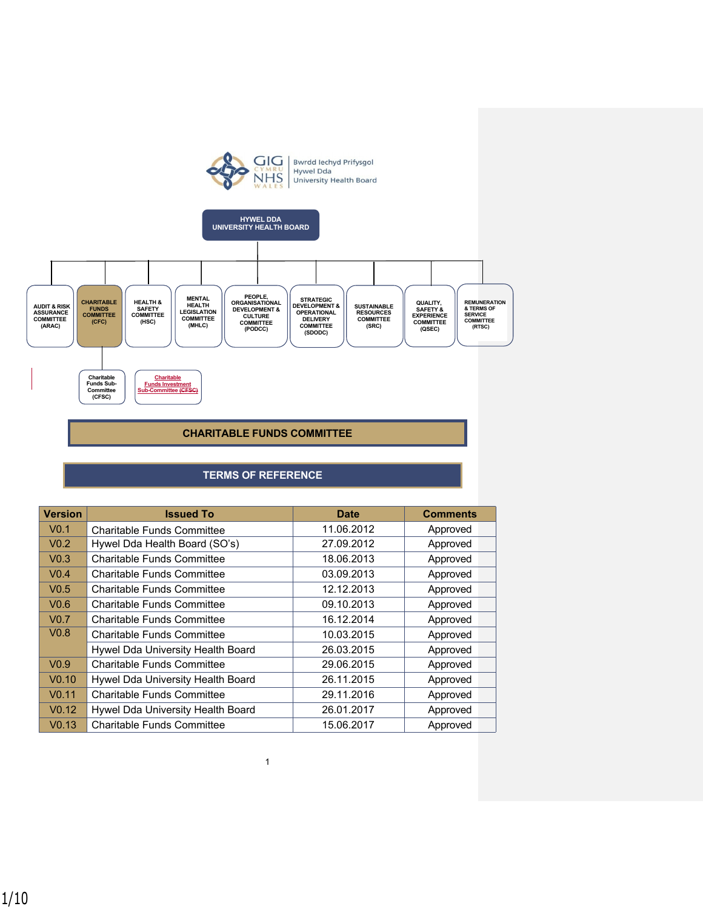GIG CYMRU NHS WALES | Bwrdd Iechyd Prifysgol Hywel Dda University Health Board

HYWEL DDA UNIVERSITY HEALTH BOARD

- AUDIT & RISK ASSURANCE COMMITTEE (ARAC)
- CHARITABLE FUNDS COMMITTEE (CFC)
  - Charitable Funds Sub-Committee (CFSC)
  - Charitable Funds Investment Sub-Committee (CFSC)
- HEALTH & SAFETY COMMITTEE (HSC)
- MENTAL HEALTH LEGISLATION COMMITTEE (MHLC)
- PEOPLE, ORGANISATIONAL DEVELOPMENT & CULTURE COMMITTEE (PODCC)
- STRATEGIC DEVELOPMENT & OPERATIONAL DELIVERY COMMITTEE (SDODC)
- SUSTAINABLE RESOURCES COMMITTEE (SRC)
- QUALITY, SAFETY & EXPERIENCE COMMITTEE (QSEC)
- REMUNERATION & TERMS OF SERVICE COMMITTEE (RTSC)

# CHARITABLE FUNDS COMMITTEE

## TERMS OF REFERENCE

| Version | Issued To | Date | Comments |
|---|---|---|---|
| V0.1 | Charitable Funds Committee | 11.06.2012 | Approved |
| V0.2 | Hywel Dda Health Board (SO's) | 27.09.2012 | Approved |
| V0.3 | Charitable Funds Committee | 18.06.2013 | Approved |
| V0.4 | Charitable Funds Committee | 03.09.2013 | Approved |
| V0.5 | Charitable Funds Committee | 12.12.2013 | Approved |
| V0.6 | Charitable Funds Committee | 09.10.2013 | Approved |
| V0.7 | Charitable Funds Committee | 16.12.2014 | Approved |
| V0.8 | Charitable Funds Committee | 10.03.2015 | Approved |
| | Hywel Dda University Health Board | 26.03.2015 | Approved |
| V0.9 | Charitable Funds Committee | 29.06.2015 | Approved |
| V0.10 | Hywel Dda University Health Board | 26.11.2015 | Approved |
| V0.11 | Charitable Funds Committee | 29.11.2016 | Approved |
| V0.12 | Hywel Dda University Health Board | 26.01.2017 | Approved |
| V0.13 | Charitable Funds Committee | 15.06.2017 | Approved |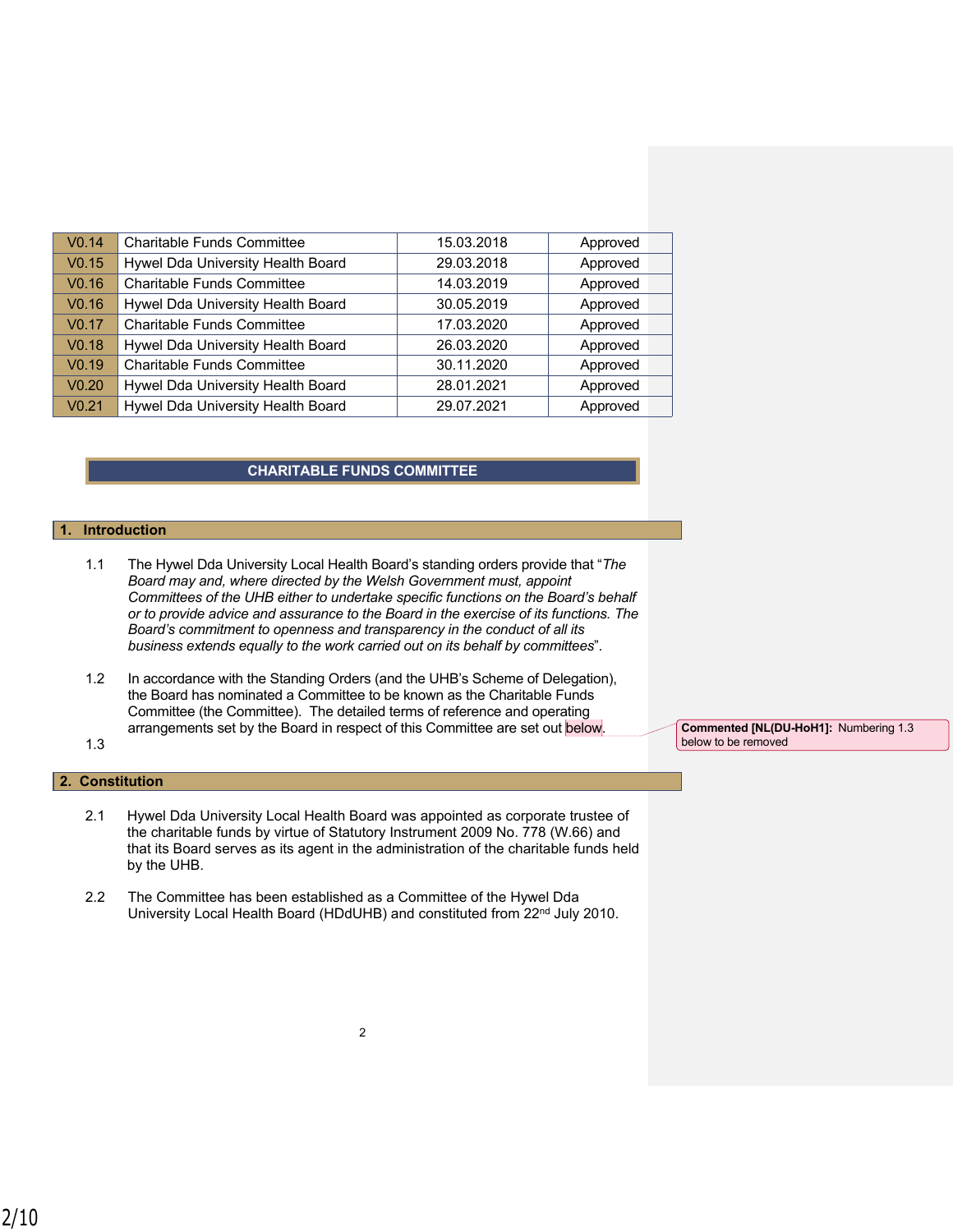| V0.14 | Charitable Funds Committee | 15.03.2018 | Approved |
|---|---|---|---|
| V0.15 | Hywel Dda University Health Board | 29.03.2018 | Approved |
| V0.16 | Charitable Funds Committee | 14.03.2019 | Approved |
| V0.16 | Hywel Dda University Health Board | 30.05.2019 | Approved |
| V0.17 | Charitable Funds Committee | 17.03.2020 | Approved |
| V0.18 | Hywel Dda University Health Board | 26.03.2020 | Approved |
| V0.19 | Charitable Funds Committee | 30.11.2020 | Approved |
| V0.20 | Hywel Dda University Health Board | 28.01.2021 | Approved |
| V0.21 | Hywel Dda University Health Board | 29.07.2021 | Approved |

# CHARITABLE FUNDS COMMITTEE

## 1. Introduction

1.1 The Hywel Dda University Local Health Board's standing orders provide that "*The Board may and, where directed by the Welsh Government must, appoint Committees of the UHB either to undertake specific functions on the Board's behalf or to provide advice and assurance to the Board in the exercise of its functions. The Board's commitment to openness and transparency in the conduct of all its business extends equally to the work carried out on its behalf by committees*".

1.2 In accordance with the Standing Orders (and the UHB's Scheme of Delegation), the Board has nominated a Committee to be known as the Charitable Funds Committee (the Committee). The detailed terms of reference and operating arrangements set by the Board in respect of this Committee are set out below.

1.3

**Commented [NL(DU-HoH1]:** Numbering 1.3 below to be removed

## 2. Constitution

2.1 Hywel Dda University Local Health Board was appointed as corporate trustee of the charitable funds by virtue of Statutory Instrument 2009 No. 778 (W.66) and that its Board serves as its agent in the administration of the charitable funds held by the UHB.

2.2 The Committee has been established as a Committee of the Hywel Dda University Local Health Board (HDdUHB) and constituted from 22nd July 2010.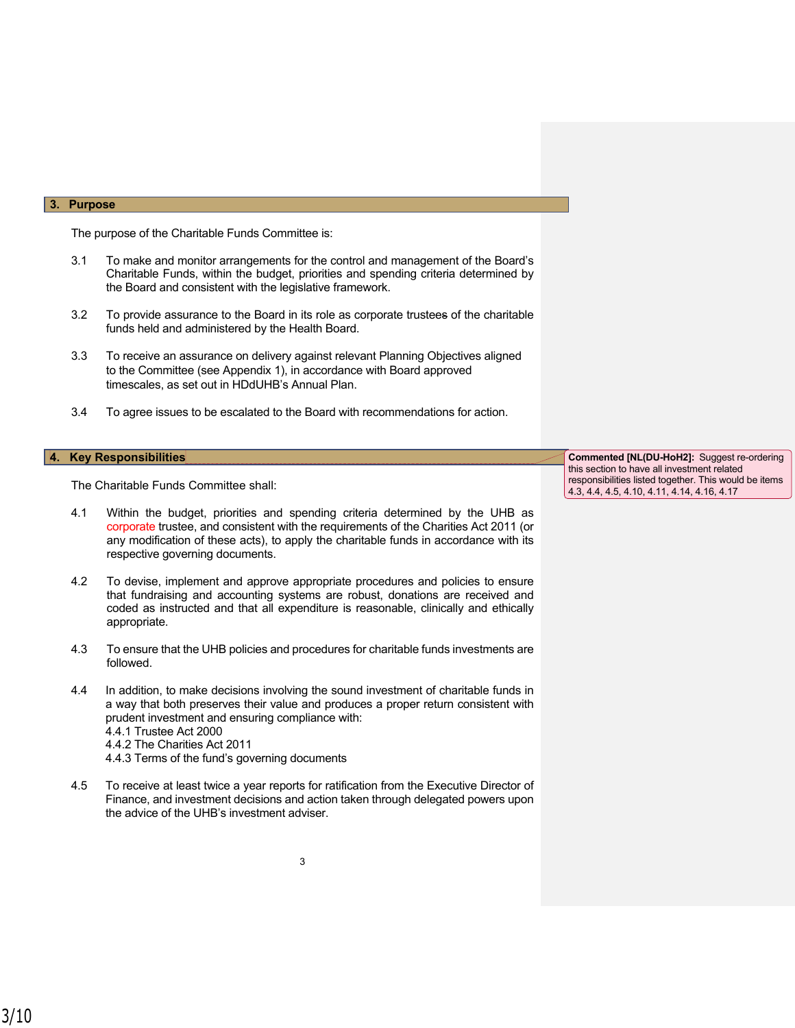## 3. Purpose

The purpose of the Charitable Funds Committee is:

3.1 To make and monitor arrangements for the control and management of the Board's Charitable Funds, within the budget, priorities and spending criteria determined by the Board and consistent with the legislative framework.

3.2 To provide assurance to the Board in its role as corporate trustees of the charitable funds held and administered by the Health Board.

3.3 To receive an assurance on delivery against relevant Planning Objectives aligned to the Committee (see Appendix 1), in accordance with Board approved timescales, as set out in HDdUHB's Annual Plan.

3.4 To agree issues to be escalated to the Board with recommendations for action.

## 4. Key Responsibilities

**Commented [NL(DU-HoH2]:** Suggest re-ordering this section to have all investment related responsibilities listed together. This would be items 4.3, 4.4, 4.5, 4.10, 4.11, 4.14, 4.16, 4.17

The Charitable Funds Committee shall:

4.1 Within the budget, priorities and spending criteria determined by the UHB as corporate trustee, and consistent with the requirements of the Charities Act 2011 (or any modification of these acts), to apply the charitable funds in accordance with its respective governing documents.

4.2 To devise, implement and approve appropriate procedures and policies to ensure that fundraising and accounting systems are robust, donations are received and coded as instructed and that all expenditure is reasonable, clinically and ethically appropriate.

4.3 To ensure that the UHB policies and procedures for charitable funds investments are followed.

4.4 In addition, to make decisions involving the sound investment of charitable funds in a way that both preserves their value and produces a proper return consistent with prudent investment and ensuring compliance with:
4.4.1 Trustee Act 2000
4.4.2 The Charities Act 2011
4.4.3 Terms of the fund's governing documents

4.5 To receive at least twice a year reports for ratification from the Executive Director of Finance, and investment decisions and action taken through delegated powers upon the advice of the UHB's investment adviser.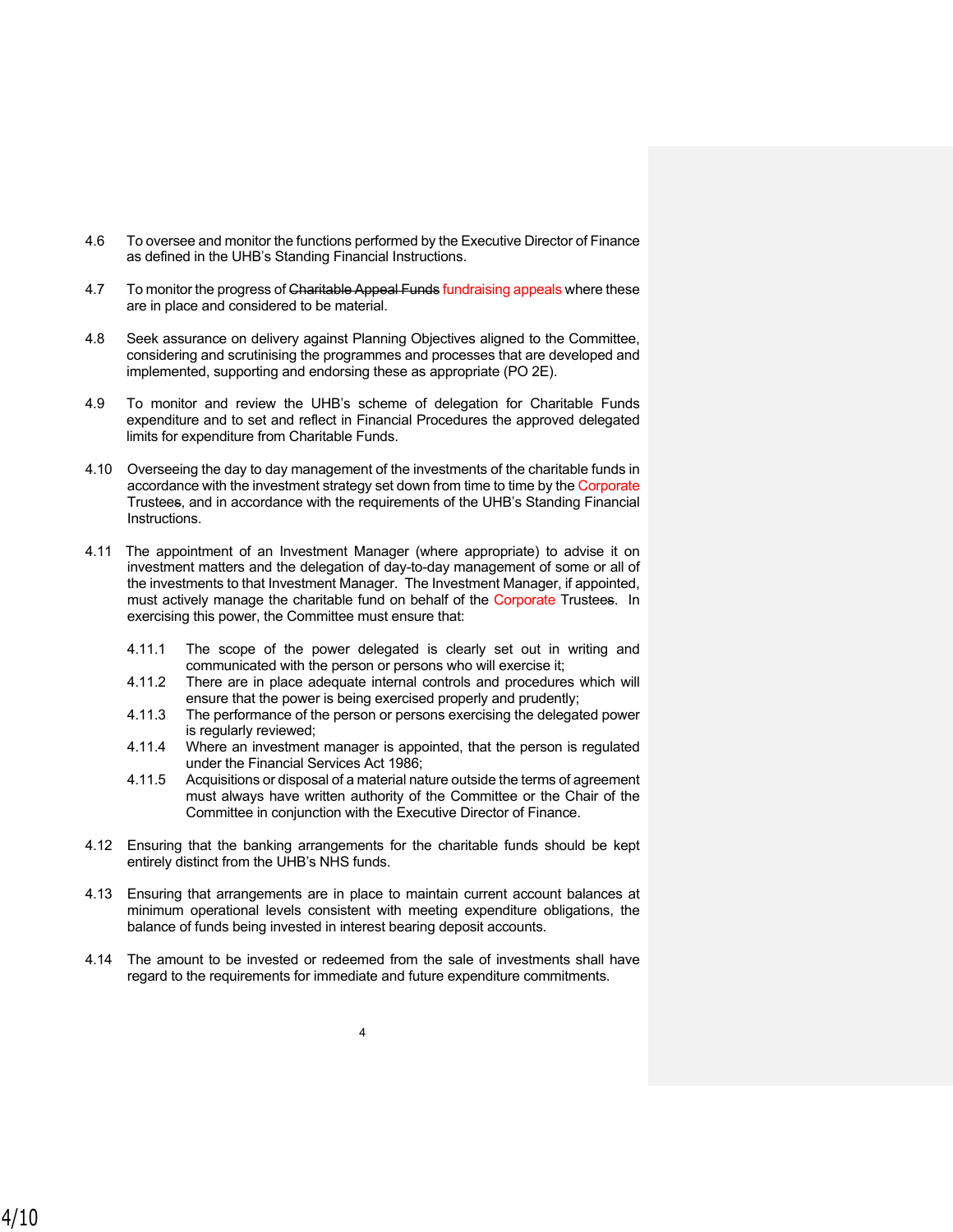4.6 To oversee and monitor the functions performed by the Executive Director of Finance as defined in the UHB's Standing Financial Instructions.

4.7 To monitor the progress of ~~Charitable Appeal Funds~~ fundraising appeals where these are in place and considered to be material.

4.8 Seek assurance on delivery against Planning Objectives aligned to the Committee, considering and scrutinising the programmes and processes that are developed and implemented, supporting and endorsing these as appropriate (PO 2E).

4.9 To monitor and review the UHB's scheme of delegation for Charitable Funds expenditure and to set and reflect in Financial Procedures the approved delegated limits for expenditure from Charitable Funds.

4.10 Overseeing the day to day management of the investments of the charitable funds in accordance with the investment strategy set down from time to time by the Corporate Trustee~~s~~, and in accordance with the requirements of the UHB's Standing Financial Instructions.

4.11 The appointment of an Investment Manager (where appropriate) to advise it on investment matters and the delegation of day-to-day management of some or all of the investments to that Investment Manager. The Investment Manager, if appointed, must actively manage the charitable fund on behalf of the Corporate Trustee~~s~~. In exercising this power, the Committee must ensure that:

- 4.11.1 The scope of the power delegated is clearly set out in writing and communicated with the person or persons who will exercise it;
- 4.11.2 There are in place adequate internal controls and procedures which will ensure that the power is being exercised properly and prudently;
- 4.11.3 The performance of the person or persons exercising the delegated power is regularly reviewed;
- 4.11.4 Where an investment manager is appointed, that the person is regulated under the Financial Services Act 1986;
- 4.11.5 Acquisitions or disposal of a material nature outside the terms of agreement must always have written authority of the Committee or the Chair of the Committee in conjunction with the Executive Director of Finance.

4.12 Ensuring that the banking arrangements for the charitable funds should be kept entirely distinct from the UHB's NHS funds.

4.13 Ensuring that arrangements are in place to maintain current account balances at minimum operational levels consistent with meeting expenditure obligations, the balance of funds being invested in interest bearing deposit accounts.

4.14 The amount to be invested or redeemed from the sale of investments shall have regard to the requirements for immediate and future expenditure commitments.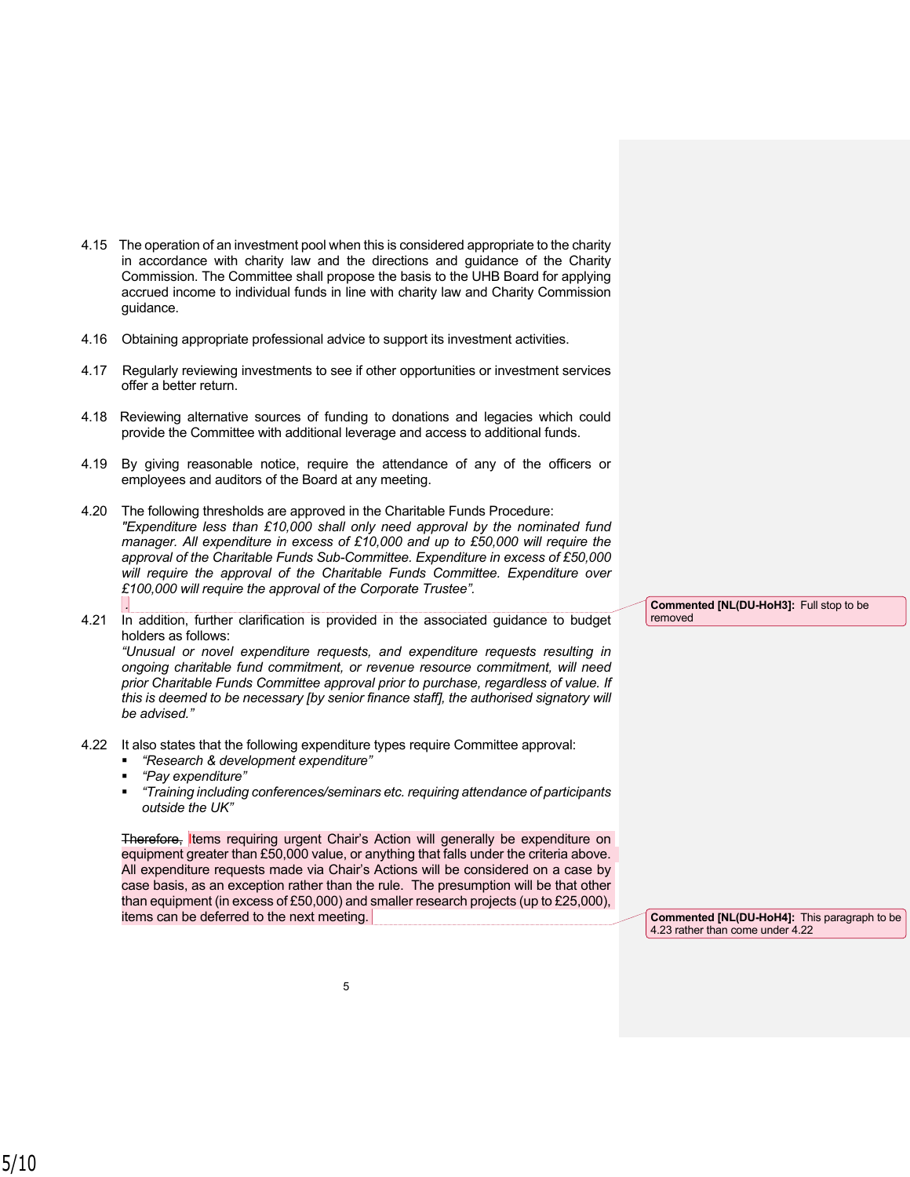4.15 The operation of an investment pool when this is considered appropriate to the charity in accordance with charity law and the directions and guidance of the Charity Commission. The Committee shall propose the basis to the UHB Board for applying accrued income to individual funds in line with charity law and Charity Commission guidance.

4.16 Obtaining appropriate professional advice to support its investment activities.

4.17 Regularly reviewing investments to see if other opportunities or investment services offer a better return.

4.18 Reviewing alternative sources of funding to donations and legacies which could provide the Committee with additional leverage and access to additional funds.

4.19 By giving reasonable notice, require the attendance of any of the officers or employees and auditors of the Board at any meeting.

4.20 The following thresholds are approved in the Charitable Funds Procedure: *"Expenditure less than £10,000 shall only need approval by the nominated fund manager. All expenditure in excess of £10,000 and up to £50,000 will require the approval of the Charitable Funds Sub-Committee. Expenditure in excess of £50,000 will require the approval of the Charitable Funds Committee. Expenditure over £100,000 will require the approval of the Corporate Trustee".*
.

**Commented [NL(DU-HoH3]:** Full stop to be removed

4.21 In addition, further clarification is provided in the associated guidance to budget holders as follows:
*"Unusual or novel expenditure requests, and expenditure requests resulting in ongoing charitable fund commitment, or revenue resource commitment, will need prior Charitable Funds Committee approval prior to purchase, regardless of value. If this is deemed to be necessary [by senior finance staff], the authorised signatory will be advised."*

4.22 It also states that the following expenditure types require Committee approval:

- *"Research & development expenditure"*
- *"Pay expenditure"*
- *"Training including conferences/seminars etc. requiring attendance of participants outside the UK"*

~~Therefore,~~ Items requiring urgent Chair's Action will generally be expenditure on equipment greater than £50,000 value, or anything that falls under the criteria above. All expenditure requests made via Chair's Actions will be considered on a case by case basis, as an exception rather than the rule. The presumption will be that other than equipment (in excess of £50,000) and smaller research projects (up to £25,000), items can be deferred to the next meeting.

**Commented [NL(DU-HoH4]:** This paragraph to be 4.23 rather than come under 4.22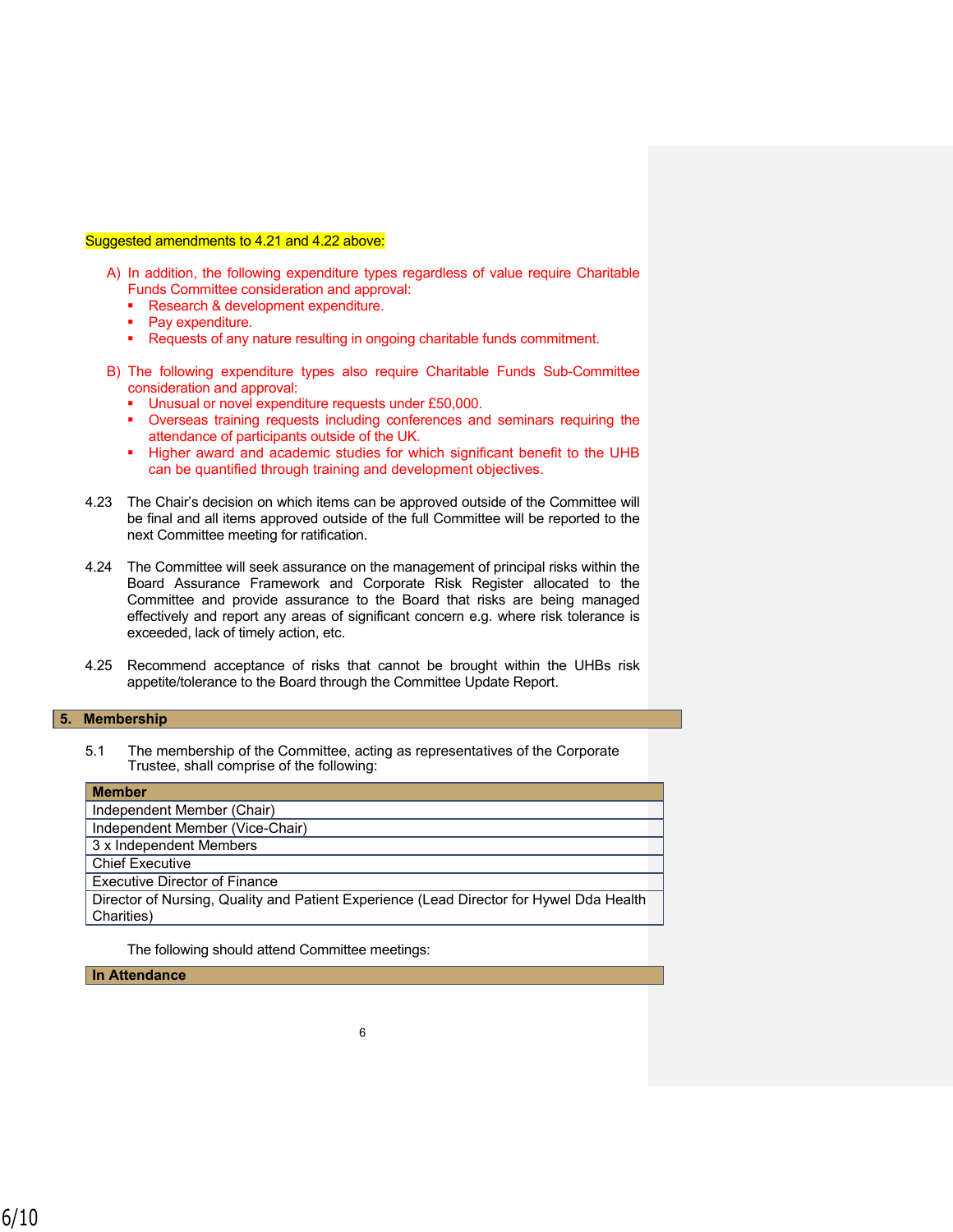Suggested amendments to 4.21 and 4.22 above:

A) In addition, the following expenditure types regardless of value require Charitable Funds Committee consideration and approval:
   - Research & development expenditure.
   - Pay expenditure.
   - Requests of any nature resulting in ongoing charitable funds commitment.

B) The following expenditure types also require Charitable Funds Sub-Committee consideration and approval:
   - Unusual or novel expenditure requests under £50,000.
   - Overseas training requests including conferences and seminars requiring the attendance of participants outside of the UK.
   - Higher award and academic studies for which significant benefit to the UHB can be quantified through training and development objectives.

4.23 The Chair's decision on which items can be approved outside of the Committee will be final and all items approved outside of the full Committee will be reported to the next Committee meeting for ratification.

4.24 The Committee will seek assurance on the management of principal risks within the Board Assurance Framework and Corporate Risk Register allocated to the Committee and provide assurance to the Board that risks are being managed effectively and report any areas of significant concern e.g. where risk tolerance is exceeded, lack of timely action, etc.

4.25 Recommend acceptance of risks that cannot be brought within the UHBs risk appetite/tolerance to the Board through the Committee Update Report.

## 5. Membership

5.1 The membership of the Committee, acting as representatives of the Corporate Trustee, shall comprise of the following:

| Member |
|---|
| Independent Member (Chair) |
| Independent Member (Vice-Chair) |
| 3 x Independent Members |
| Chief Executive |
| Executive Director of Finance |
| Director of Nursing, Quality and Patient Experience (Lead Director for Hywel Dda Health Charities) |

The following should attend Committee meetings:

| In Attendance |
|---|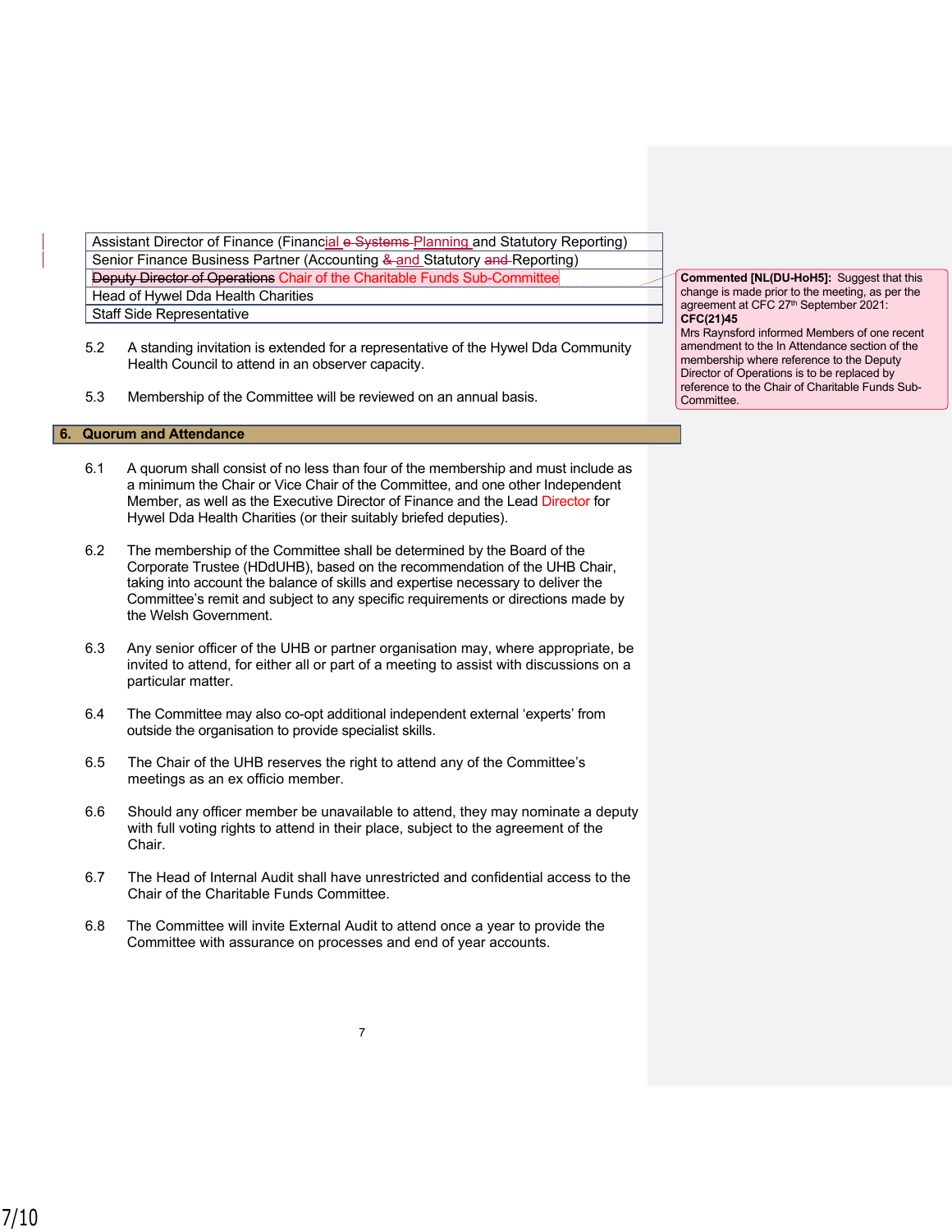| |
|---|
| Assistant Director of Finance (Financial Planning and Statutory Reporting) |
| Senior Finance Business Partner (Accounting and Statutory Reporting) |
| Chair of the Charitable Funds Sub-Committee |
| Head of Hywel Dda Health Charities |
| Staff Side Representative |

5.2 A standing invitation is extended for a representative of the Hywel Dda Community Health Council to attend in an observer capacity.

5.3 Membership of the Committee will be reviewed on an annual basis.

## 6. Quorum and Attendance

6.1 A quorum shall consist of no less than four of the membership and must include as a minimum the Chair or Vice Chair of the Committee, and one other Independent Member, as well as the Executive Director of Finance and the Lead Director for Hywel Dda Health Charities (or their suitably briefed deputies).

6.2 The membership of the Committee shall be determined by the Board of the Corporate Trustee (HDdUHB), based on the recommendation of the UHB Chair, taking into account the balance of skills and expertise necessary to deliver the Committee's remit and subject to any specific requirements or directions made by the Welsh Government.

6.3 Any senior officer of the UHB or partner organisation may, where appropriate, be invited to attend, for either all or part of a meeting to assist with discussions on a particular matter.

6.4 The Committee may also co-opt additional independent external 'experts' from outside the organisation to provide specialist skills.

6.5 The Chair of the UHB reserves the right to attend any of the Committee's meetings as an ex officio member.

6.6 Should any officer member be unavailable to attend, they may nominate a deputy with full voting rights to attend in their place, subject to the agreement of the Chair.

6.7 The Head of Internal Audit shall have unrestricted and confidential access to the Chair of the Charitable Funds Committee.

6.8 The Committee will invite External Audit to attend once a year to provide the Committee with assurance on processes and end of year accounts.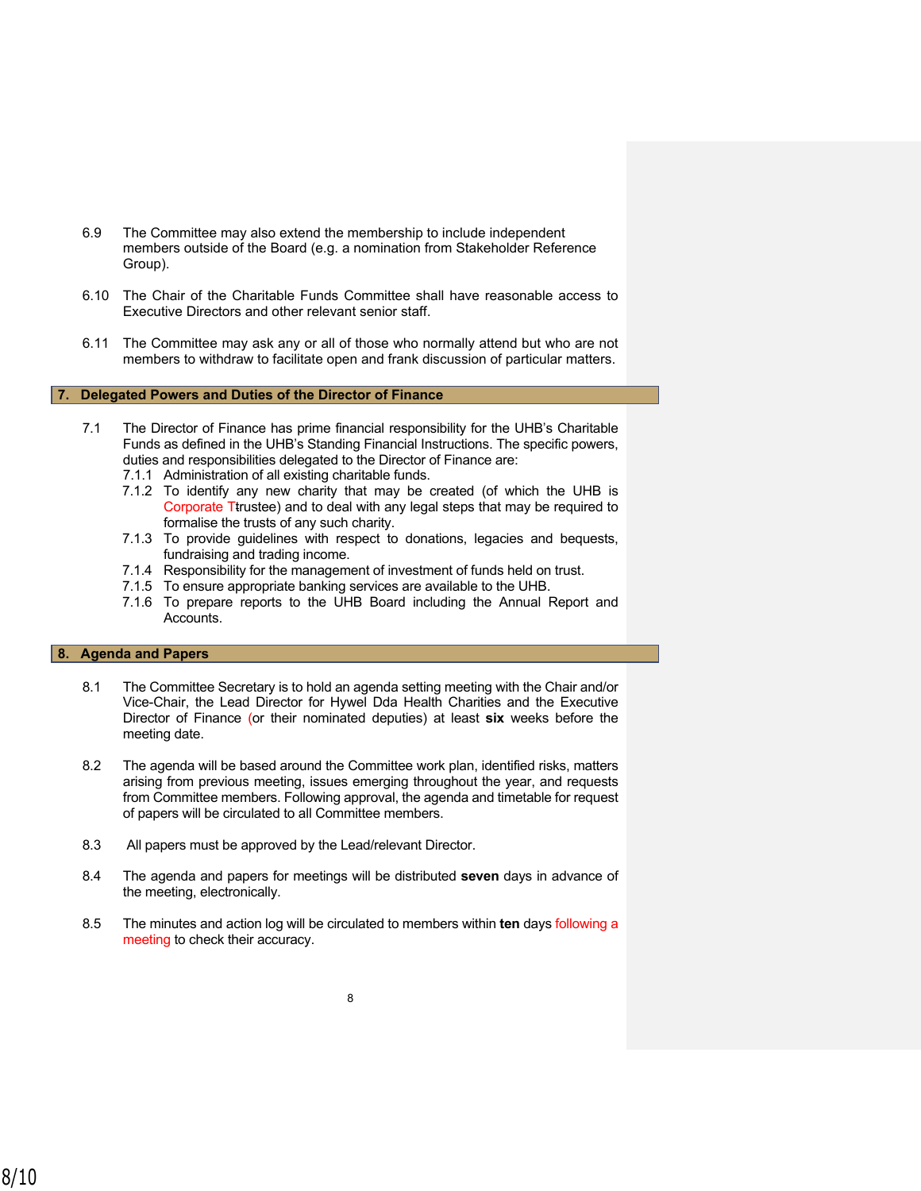6.9 The Committee may also extend the membership to include independent members outside of the Board (e.g. a nomination from Stakeholder Reference Group).

6.10 The Chair of the Charitable Funds Committee shall have reasonable access to Executive Directors and other relevant senior staff.

6.11 The Committee may ask any or all of those who normally attend but who are not members to withdraw to facilitate open and frank discussion of particular matters.

## 7. Delegated Powers and Duties of the Director of Finance

7.1 The Director of Finance has prime financial responsibility for the UHB's Charitable Funds as defined in the UHB's Standing Financial Instructions. The specific powers, duties and responsibilities delegated to the Director of Finance are:

- 7.1.1 Administration of all existing charitable funds.
- 7.1.2 To identify any new charity that may be created (of which the UHB is Corporate Ttrustee) and to deal with any legal steps that may be required to formalise the trusts of any such charity.
- 7.1.3 To provide guidelines with respect to donations, legacies and bequests, fundraising and trading income.
- 7.1.4 Responsibility for the management of investment of funds held on trust.
- 7.1.5 To ensure appropriate banking services are available to the UHB.
- 7.1.6 To prepare reports to the UHB Board including the Annual Report and Accounts.

## 8. Agenda and Papers

8.1 The Committee Secretary is to hold an agenda setting meeting with the Chair and/or Vice-Chair, the Lead Director for Hywel Dda Health Charities and the Executive Director of Finance (or their nominated deputies) at least **six** weeks before the meeting date.

8.2 The agenda will be based around the Committee work plan, identified risks, matters arising from previous meeting, issues emerging throughout the year, and requests from Committee members. Following approval, the agenda and timetable for request of papers will be circulated to all Committee members.

8.3 All papers must be approved by the Lead/relevant Director.

8.4 The agenda and papers for meetings will be distributed **seven** days in advance of the meeting, electronically.

8.5 The minutes and action log will be circulated to members within **ten** days following a meeting to check their accuracy.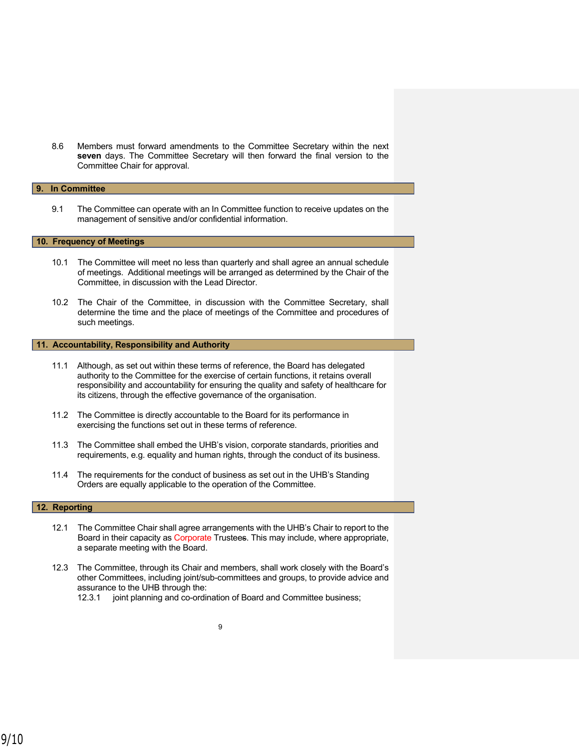8.6 Members must forward amendments to the Committee Secretary within the next **seven** days. The Committee Secretary will then forward the final version to the Committee Chair for approval.

## 9. In Committee

9.1 The Committee can operate with an In Committee function to receive updates on the management of sensitive and/or confidential information.

## 10. Frequency of Meetings

10.1 The Committee will meet no less than quarterly and shall agree an annual schedule of meetings. Additional meetings will be arranged as determined by the Chair of the Committee, in discussion with the Lead Director.

10.2 The Chair of the Committee, in discussion with the Committee Secretary, shall determine the time and the place of meetings of the Committee and procedures of such meetings.

## 11. Accountability, Responsibility and Authority

11.1 Although, as set out within these terms of reference, the Board has delegated authority to the Committee for the exercise of certain functions, it retains overall responsibility and accountability for ensuring the quality and safety of healthcare for its citizens, through the effective governance of the organisation.

11.2 The Committee is directly accountable to the Board for its performance in exercising the functions set out in these terms of reference.

11.3 The Committee shall embed the UHB's vision, corporate standards, priorities and requirements, e.g. equality and human rights, through the conduct of its business.

11.4 The requirements for the conduct of business as set out in the UHB's Standing Orders are equally applicable to the operation of the Committee.

## 12. Reporting

12.1 The Committee Chair shall agree arrangements with the UHB's Chair to report to the Board in their capacity as Corporate Trustees. This may include, where appropriate, a separate meeting with the Board.

12.3 The Committee, through its Chair and members, shall work closely with the Board's other Committees, including joint/sub-committees and groups, to provide advice and assurance to the UHB through the:

12.3.1 joint planning and co-ordination of Board and Committee business;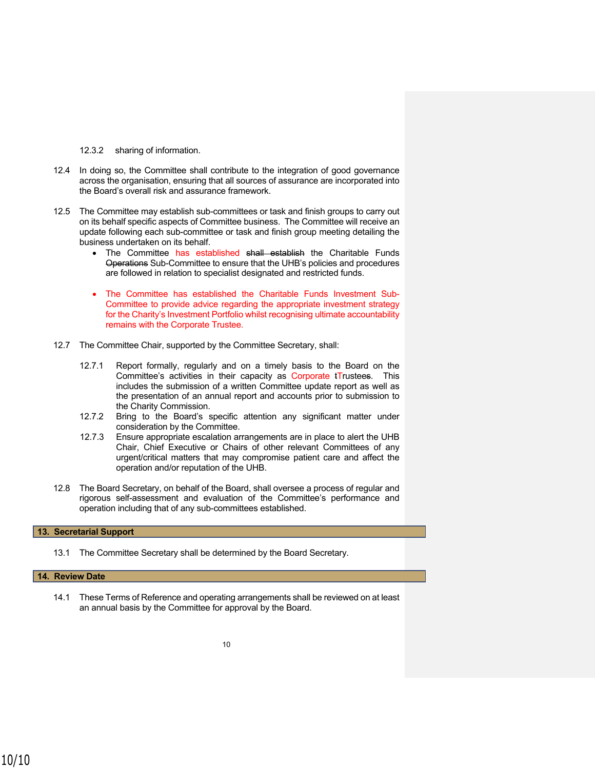12.3.2 sharing of information.

12.4 In doing so, the Committee shall contribute to the integration of good governance across the organisation, ensuring that all sources of assurance are incorporated into the Board's overall risk and assurance framework.

12.5 The Committee may establish sub-committees or task and finish groups to carry out on its behalf specific aspects of Committee business. The Committee will receive an update following each sub-committee or task and finish group meeting detailing the business undertaken on its behalf.

- The Committee has established ~~shall establish~~ the Charitable Funds ~~Operations~~ Sub-Committee to ensure that the UHB's policies and procedures are followed in relation to specialist designated and restricted funds.

- The Committee has established the Charitable Funds Investment Sub-Committee to provide advice regarding the appropriate investment strategy for the Charity's Investment Portfolio whilst recognising ultimate accountability remains with the Corporate Trustee.

12.7 The Committee Chair, supported by the Committee Secretary, shall:

12.7.1 Report formally, regularly and on a timely basis to the Board on the Committee's activities in their capacity as Corporate ~~t~~Trustee~~s~~. This includes the submission of a written Committee update report as well as the presentation of an annual report and accounts prior to submission to the Charity Commission.

12.7.2 Bring to the Board's specific attention any significant matter under consideration by the Committee.

12.7.3 Ensure appropriate escalation arrangements are in place to alert the UHB Chair, Chief Executive or Chairs of other relevant Committees of any urgent/critical matters that may compromise patient care and affect the operation and/or reputation of the UHB.

12.8 The Board Secretary, on behalf of the Board, shall oversee a process of regular and rigorous self-assessment and evaluation of the Committee's performance and operation including that of any sub-committees established.

## 13. Secretarial Support

13.1 The Committee Secretary shall be determined by the Board Secretary.

## 14. Review Date

14.1 These Terms of Reference and operating arrangements shall be reviewed on at least an annual basis by the Committee for approval by the Board.